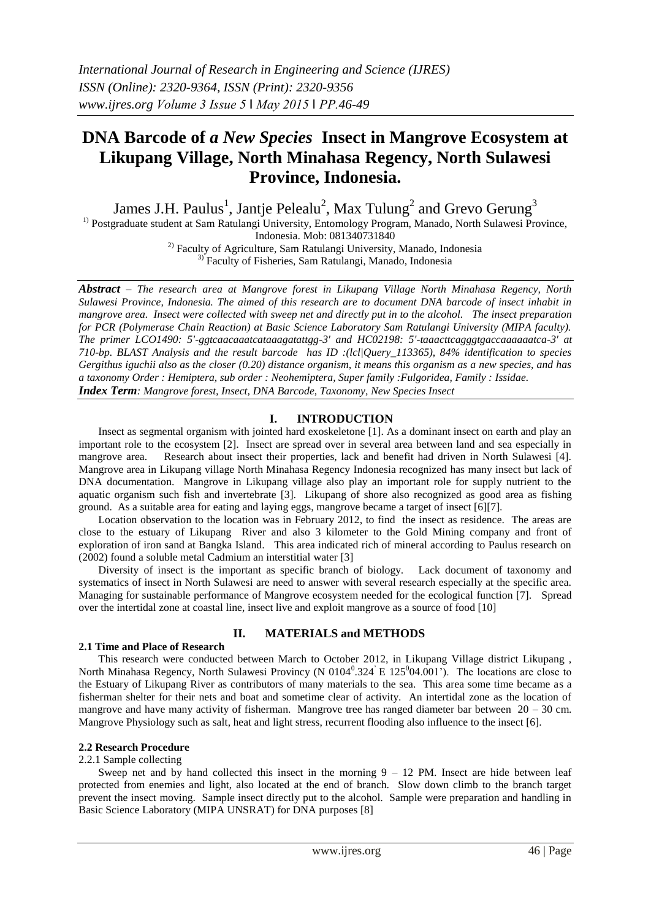# DNA Barcode of *a New Species* Insect in Mangrove Ecosystem at Likupang Village, North Minahasa Regency, North Sulawesi Province, Indonesia.

James J.H. Paulus[1], Jantje Pelealu[2], Max Tulung[2] and Grevo Gerung[3]

[1)] Postgraduate student at Sam Ratulangi University, Entomology Program, Manado, North Sulawesi Province, Indonesia. Mob: 081340731840

[2)] Faculty of Agriculture, Sam Ratulangi University, Manado, Indonesia

[3)] Faculty of Fisheries, Sam Ratulangi, Manado, Indonesia

***Abstract*** – *The research area at Mangrove forest in Likupang Village North Minahasa Regency, North Sulawesi Province, Indonesia. The aimed of this research are to document DNA barcode of insect inhabit in mangrove area. Insect were collected with sweep net and directly put in to the alcohol. The insect preparation for PCR (Polymerase Chain Reaction) at Basic Science Laboratory Sam Ratulangi University (MIPA faculty). The primer LCO1490: 5'-ggtcaacaaatcataaagatattgg-3' and HC02198: 5'-taaacttcagggtgaccaaaaaatca-3' at 710-bp. BLAST Analysis and the result barcode has ID :(lcl|Query_113365), 84% identification to species Gergithus iguchii also as the closer (0.20) distance organism, it means this organism as a new species, and has a taxonomy Order : Hemiptera, sub order : Neohemiptera, Super family :Fulgoridea, Family : Issidae.*

***Index Term****: Mangrove forest, Insect, DNA Barcode, Taxonomy, New Species Insect*

## I. INTRODUCTION

Insect as segmental organism with jointed hard exoskeletone [1]. As a dominant insect on earth and play an important role to the ecosystem [2]. Insect are spread over in several area between land and sea especially in mangrove area. Research about insect their properties, lack and benefit had driven in North Sulawesi [4]. Mangrove area in Likupang village North Minahasa Regency Indonesia recognized has many insect but lack of DNA documentation. Mangrove in Likupang village also play an important role for supply nutrient to the aquatic organism such fish and invertebrate [3]. Likupang of shore also recognized as good area as fishing ground. As a suitable area for eating and laying eggs, mangrove became a target of insect [6][7].

Location observation to the location was in February 2012, to find the insect as residence. The areas are close to the estuary of Likupang River and also 3 kilometer to the Gold Mining company and front of exploration of iron sand at Bangka Island. This area indicated rich of mineral according to Paulus research on (2002) found a soluble metal Cadmium an interstitial water [3]

Diversity of insect is the important as specific branch of biology. Lack document of taxonomy and systematics of insect in North Sulawesi are need to answer with several research especially at the specific area. Managing for sustainable performance of Mangrove ecosystem needed for the ecological function [7]. Spread over the intertidal zone at coastal line, insect live and exploit mangrove as a source of food [10]

## II. MATERIALS and METHODS

### 2.1 Time and Place of Research

This research were conducted between March to October 2012, in Likupang Village district Likupang , North Minahasa Regency, North Sulawesi Provincy (N $0104^0.324'$ E $125^004.001'$). The locations are close to the Estuary of Likupang River as contributors of many materials to the sea. This area some time became as a fisherman shelter for their nets and boat and sometime clear of activity. An intertidal zone as the location of mangrove and have many activity of fisherman. Mangrove tree has ranged diameter bar between 20 – 30 cm. Mangrove Physiology such as salt, heat and light stress, recurrent flooding also influence to the insect [6].

### 2.2 Research Procedure

2.2.1 Sample collecting

Sweep net and by hand collected this insect in the morning 9 – 12 PM. Insect are hide between leaf protected from enemies and light, also located at the end of branch. Slow down climb to the branch target prevent the insect moving. Sample insect directly put to the alcohol. Sample were preparation and handling in Basic Science Laboratory (MIPA UNSRAT) for DNA purposes [8]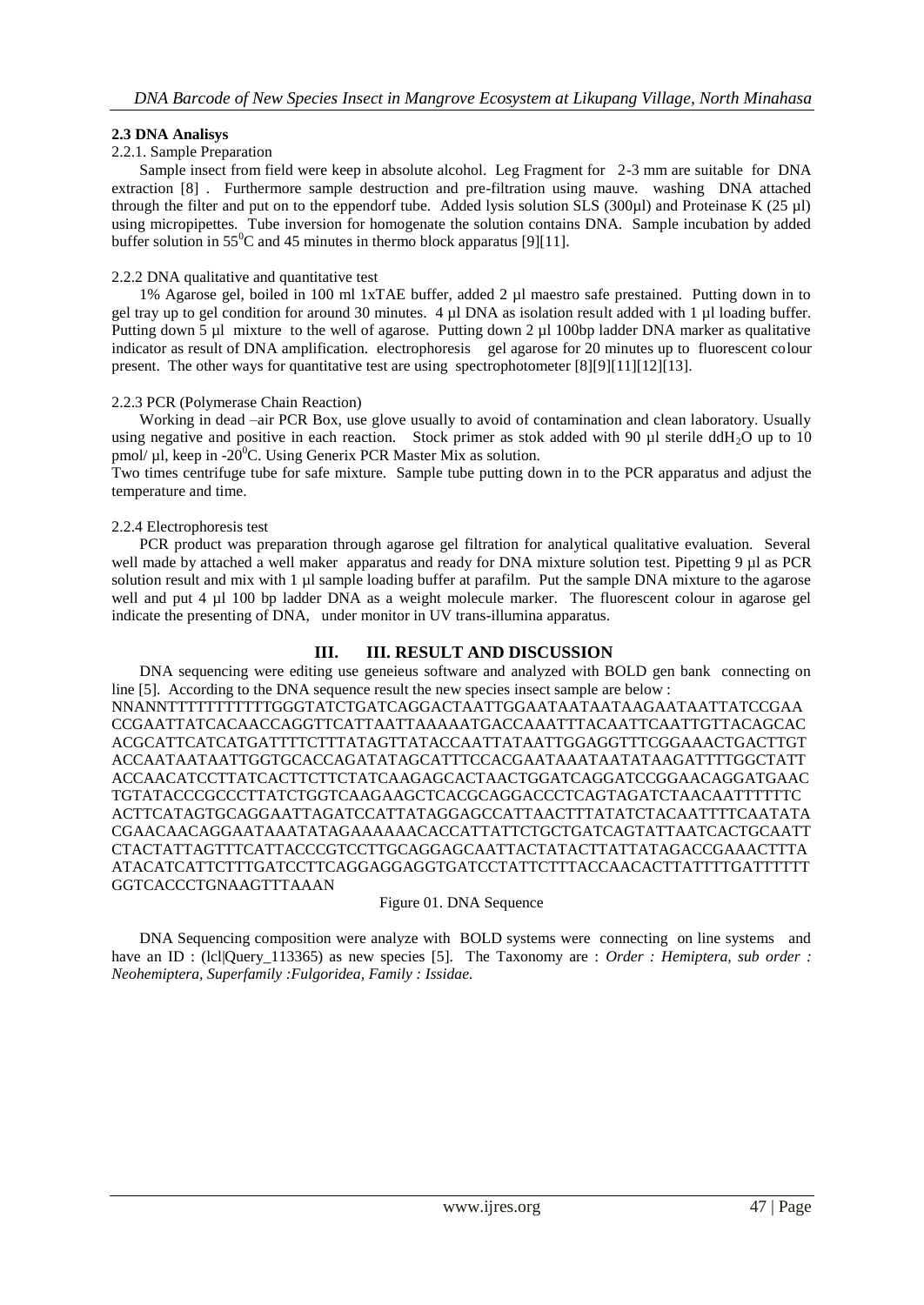### 2.3 DNA Analisys

2.2.1. Sample Preparation

Sample insect from field were keep in absolute alcohol. Leg Fragment for 2-3 mm are suitable for DNA extraction [8] . Furthermore sample destruction and pre-filtration using mauve. washing DNA attached through the filter and put on to the eppendorf tube. Added lysis solution SLS (300µl) and Proteinase K (25 µl) using micropipettes. Tube inversion for homogenate the solution contains DNA. Sample incubation by added buffer solution in $55^0$C and 45 minutes in thermo block apparatus [9][11].

2.2.2 DNA qualitative and quantitative test

1% Agarose gel, boiled in 100 ml 1xTAE buffer, added 2 µl maestro safe prestained. Putting down in to gel tray up to gel condition for around 30 minutes. 4 µl DNA as isolation result added with 1 µl loading buffer. Putting down 5 µl mixture to the well of agarose. Putting down 2 µl 100bp ladder DNA marker as qualitative indicator as result of DNA amplification. electrophoresis gel agarose for 20 minutes up to fluorescent colour present. The other ways for quantitative test are using spectrophotometer [8][9][11][12][13].

2.2.3 PCR (Polymerase Chain Reaction)

Working in dead –air PCR Box, use glove usually to avoid of contamination and clean laboratory. Usually using negative and positive in each reaction. Stock primer as stok added with 90 µl sterile dd$H_2O$ up to 10 pmol/ µl, keep in -$20^0$C. Using Generix PCR Master Mix as solution.

Two times centrifuge tube for safe mixture. Sample tube putting down in to the PCR apparatus and adjust the temperature and time.

2.2.4 Electrophoresis test

PCR product was preparation through agarose gel filtration for analytical qualitative evaluation. Several well made by attached a well maker apparatus and ready for DNA mixture solution test. Pipetting 9 µl as PCR solution result and mix with 1 µl sample loading buffer at parafilm. Put the sample DNA mixture to the agarose well and put 4 µl 100 bp ladder DNA as a weight molecule marker. The fluorescent colour in agarose gel indicate the presenting of DNA, under monitor in UV trans-illumina apparatus.

## III. III. RESULT AND DISCUSSION

DNA sequencing were editing use geneieus software and analyzed with BOLD gen bank connecting on line [5]. According to the DNA sequence result the new species insect sample are below :

NNANNTTTTTTTTTTTGGGTATCTGATCAGGACTAATTGGAATAATAATAAGAATAATTATCCGAA
CCGAATTATCACAACCAGGTTCATTAATTAAAAATGACCAAATTTACAATTCAATTGTTACAGCAC
ACGCATTCATCATGATTTTCTTTATAGTTATACCAATTATAATTGGAGGTTTCGGAAACTGACTTGT
ACCAATAATAATTGGTGCACCAGATATAGCATTTCCACGAATAAATAATATAAGATTTTGGCTATT
ACCAACATCCTTATCACTTCTTCTATCAAGAGCACTAACTGGATCAGGATCCGGAACAGGATGAAC
TGTATACCCGCCCTTATCTGGTCAAGAAGCTCACGCAGGACCCTCAGTAGATCTAACAATTTTTTC
ACTTCATAGTGCAGGAATTAGATCCATTATAGGAGCCATTAACTTTATATCTACAATTTTCAATATA
CGAACAACAGGAATAAATATAGAAAAAACACCATTATTCTGCTGATCAGTATTAATCACTGCAATT
CTACTATTAGTTTCATTACCCGTCCTTGCAGGAGCAATTACTATACTTATTATAGACCGAAACTTTA
ATACATCATTCTTTGATCCTTCAGGAGGAGGTGATCCTATTCTTTACCAACACTTATTTTGATTTTTT
GGTCACCCTGNAAGTTTAAAN

Figure 01. DNA Sequence

DNA Sequencing composition were analyze with BOLD systems were connecting on line systems and have an ID : (lcl|Query_113365) as new species [5]. The Taxonomy are : *Order : Hemiptera, sub order : Neohemiptera, Superfamily :Fulgoridea, Family : Issidae.*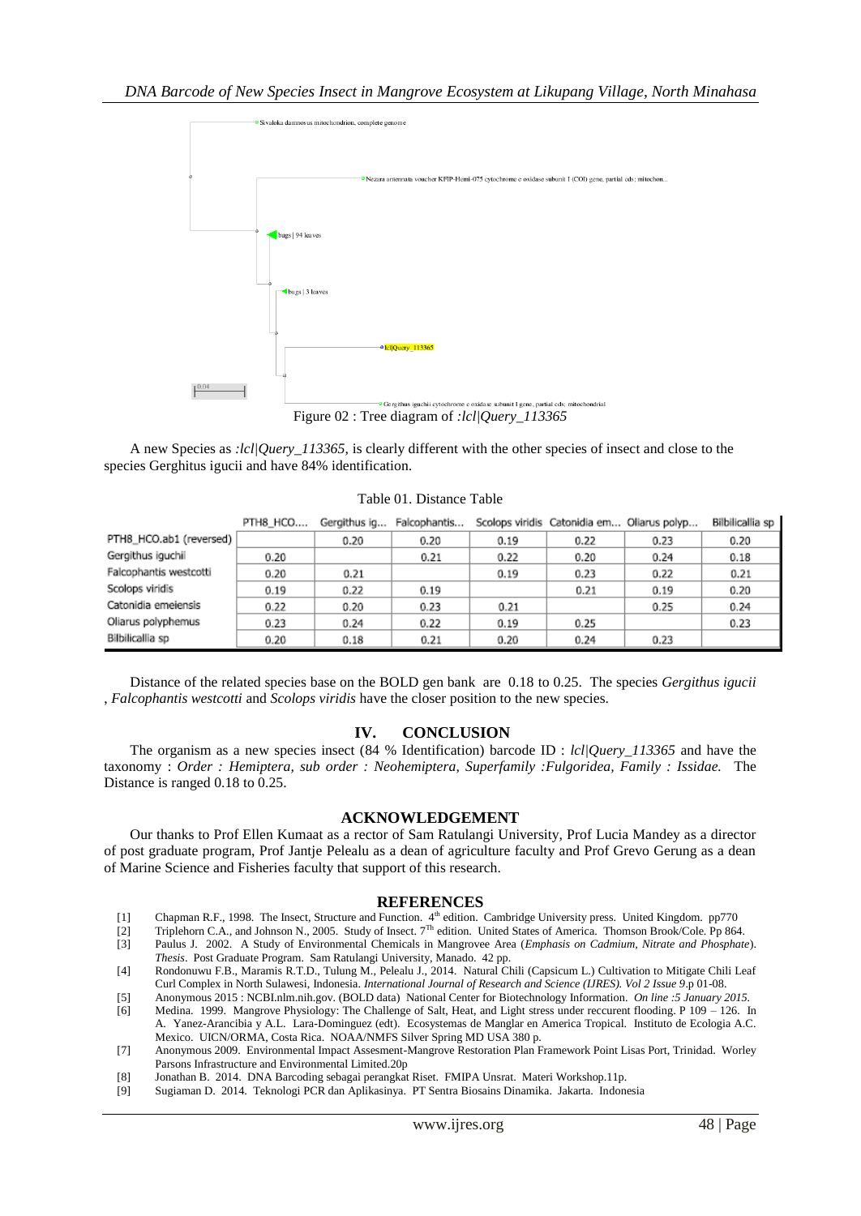Figure 02 : Tree diagram of *:lcl|Query_113365*

A new Species as *:lcl|Query_113365,* is clearly different with the other species of insect and close to the species Gerghitus igucii and have 84% identification.

Table 01. Distance Table

| | PTH8_HCO.... | Gergithus ig... | Falcophantis... | Scolops viridis | Catonidia em... | Oliarus polyp... | Bilbilicallia sp |
|---|---|---|---|---|---|---|---|
| PTH8_HCO.ab1 (reversed) | | 0.20 | 0.20 | 0.19 | 0.22 | 0.23 | 0.20 |
| Gergithus iguchii | 0.20 | | 0.21 | 0.22 | 0.20 | 0.24 | 0.18 |
| Falcophantis westcotti | 0.20 | 0.21 | | 0.19 | 0.23 | 0.22 | 0.21 |
| Scolops viridis | 0.19 | 0.22 | 0.19 | | 0.21 | 0.19 | 0.20 |
| Catonidia emeiensis | 0.22 | 0.20 | 0.23 | 0.21 | | 0.25 | 0.24 |
| Oliarus polyphemus | 0.23 | 0.24 | 0.22 | 0.19 | 0.25 | | 0.23 |
| Bilbilicallia sp | 0.20 | 0.18 | 0.21 | 0.20 | 0.24 | 0.23 | |

Distance of the related species base on the BOLD gen bank are 0.18 to 0.25. The species *Gergithus igucii* , *Falcophantis westcotti* and *Scolops viridis* have the closer position to the new species.

## IV. CONCLUSION

The organism as a new species insect (84 % Identification) barcode ID : *lcl|Query_113365* and have the taxonomy : *Order : Hemiptera, sub order : Neohemiptera, Superfamily :Fulgoridea, Family : Issidae.* The Distance is ranged 0.18 to 0.25.

## ACKNOWLEDGEMENT

Our thanks to Prof Ellen Kumaat as a rector of Sam Ratulangi University, Prof Lucia Mandey as a director of post graduate program, Prof Jantje Pelealu as a dean of agriculture faculty and Prof Grevo Gerung as a dean of Marine Science and Fisheries faculty that support of this research.

## REFERENCES

[1] Chapman R.F., 1998. The Insect, Structure and Function. 4th edition. Cambridge University press. United Kingdom. pp770

[2] Triplehorn C.A., and Johnson N., 2005. Study of Insect. 7Th edition. United States of America. Thomson Brook/Cole. Pp 864.

[3] Paulus J. 2002. A Study of Environmental Chemicals in Mangrovee Area (*Emphasis on Cadmium, Nitrate and Phosphate*). *Thesis*. Post Graduate Program. Sam Ratulangi University, Manado. 42 pp.

[4] Rondonuwu F.B., Maramis R.T.D., Tulung M., Pelealu J., 2014. Natural Chili (Capsicum L.) Cultivation to Mitigate Chili Leaf Curl Complex in North Sulawesi, Indonesia. *International Journal of Research and Science (IJRES). Vol 2 Issue 9*.p 01-08.

[5] Anonymous 2015 : NCBI.nlm.nih.gov. (BOLD data) National Center for Biotechnology Information. *On line :5 January 2015.*

[6] Medina. 1999. Mangrove Physiology: The Challenge of Salt, Heat, and Light stress under reccurent flooding. P 109 – 126. In A. Yanez-Arancibia y A.L. Lara-Dominguez (edt). Ecosystemas de Manglar en America Tropical. Instituto de Ecologia A.C. Mexico. UICN/ORMA, Costa Rica. NOAA/NMFS Silver Spring MD USA 380 p.

[7] Anonymous 2009. Environmental Impact Assesment-Mangrove Restoration Plan Framework Point Lisas Port, Trinidad. Worley Parsons Infrastructure and Environmental Limited.20p

[8] Jonathan B. 2014. DNA Barcoding sebagai perangkat Riset. FMIPA Unsrat. Materi Workshop.11p.

[9] Sugiaman D. 2014. Teknologi PCR dan Aplikasinya. PT Sentra Biosains Dinamika. Jakarta. Indonesia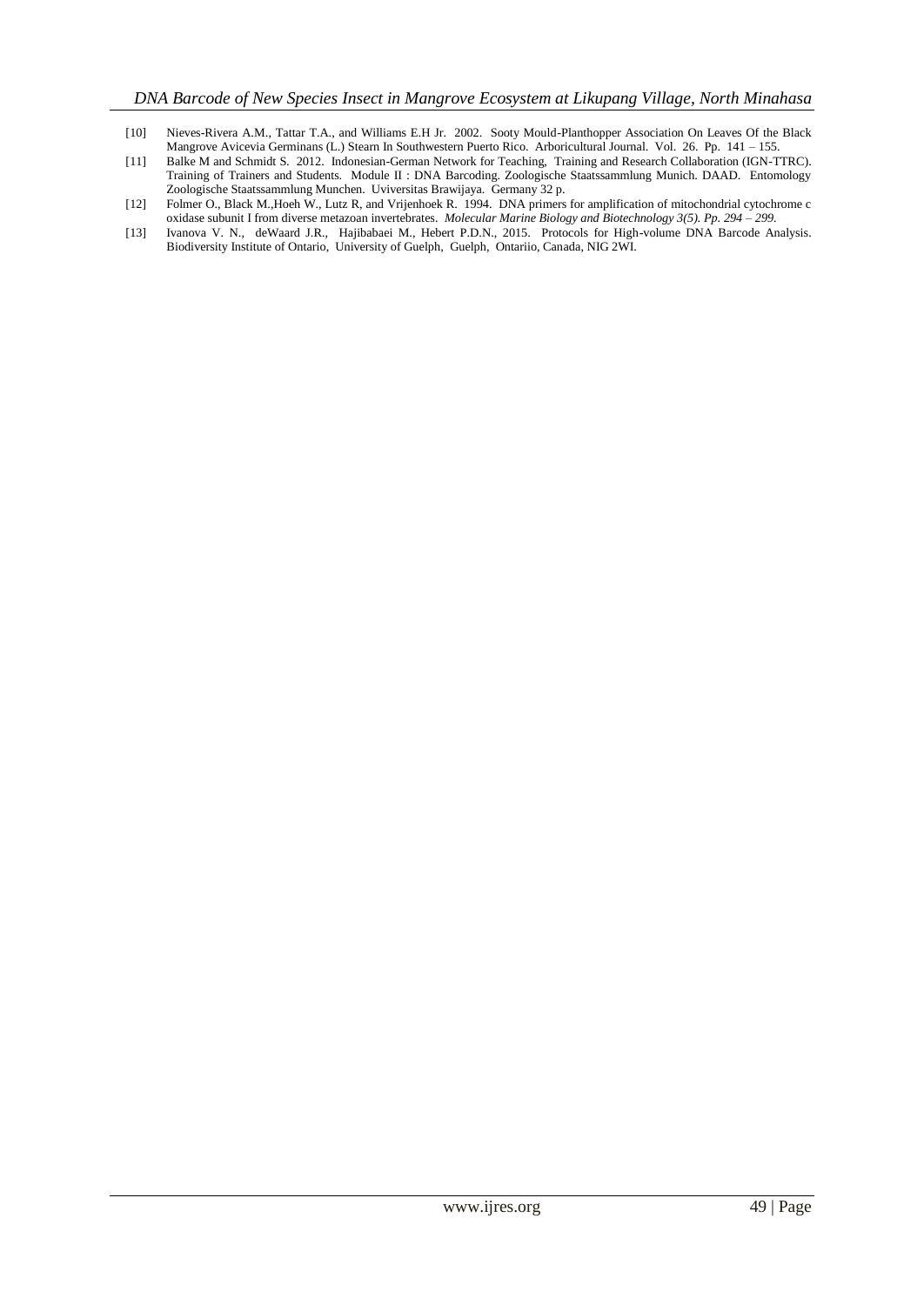[10] Nieves-Rivera A.M., Tattar T.A., and Williams E.H Jr. 2002. Sooty Mould-Planthopper Association On Leaves Of the Black Mangrove Avicevia Germinans (L.) Stearn In Southwestern Puerto Rico. Arboricultural Journal. Vol. 26. Pp. 141 – 155.

[11] Balke M and Schmidt S. 2012. Indonesian-German Network for Teaching, Training and Research Collaboration (IGN-TTRC). Training of Trainers and Students. Module II : DNA Barcoding. Zoologische Staatssammlung Munich. DAAD. Entomology Zoologische Staatssammlung Munchen. Uviversitas Brawijaya. Germany 32 p.

[12] Folmer O., Black M.,Hoeh W., Lutz R, and Vrijenhoek R. 1994. DNA primers for amplification of mitochondrial cytochrome c oxidase subunit I from diverse metazoan invertebrates. *Molecular Marine Biology and Biotechnology 3(5). Pp. 294 – 299.*

[13] Ivanova V. N., deWaard J.R., Hajibabaei M., Hebert P.D.N., 2015. Protocols for High-volume DNA Barcode Analysis. Biodiversity Institute of Ontario, University of Guelph, Guelph, Ontariio, Canada, NIG 2WI.